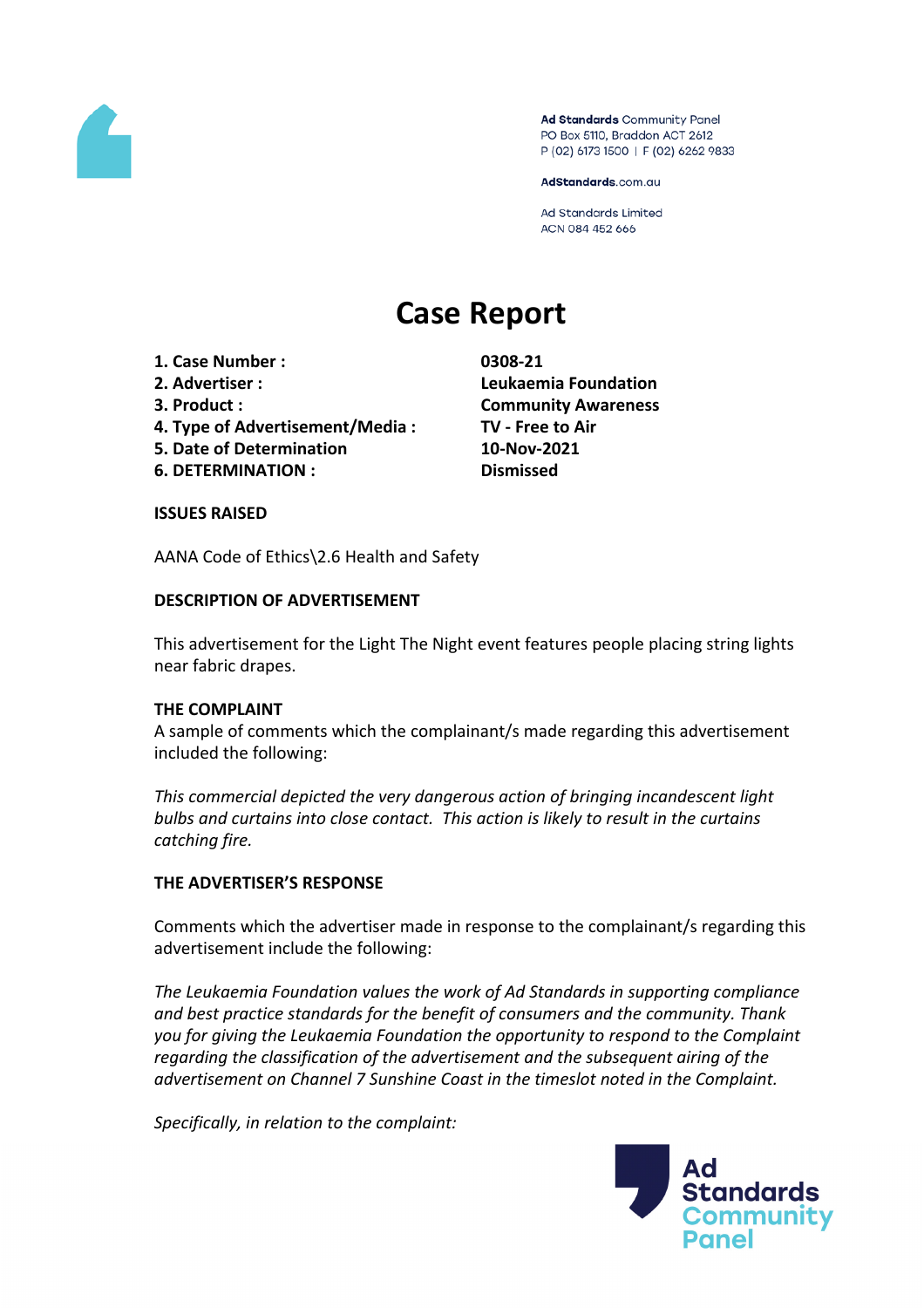Ad Standards Community Panel
PO Box 5110, Braddon ACT 2612
P (02) 6173 1500 | F (02) 6262 9833

AdStandards.com.au

Ad Standards Limited
ACN 084 452 666

# Case Report

| | |
|---|---|
| **1. Case Number :** | **0308-21** |
| **2. Advertiser :** | **Leukaemia Foundation** |
| **3. Product :** | **Community Awareness** |
| **4. Type of Advertisement/Media :** | **TV - Free to Air** |
| **5. Date of Determination** | **10-Nov-2021** |
| **6. DETERMINATION :** | **Dismissed** |

## ISSUES RAISED

AANA Code of Ethics\2.6 Health and Safety

## DESCRIPTION OF ADVERTISEMENT

This advertisement for the Light The Night event features people placing string lights near fabric drapes.

## THE COMPLAINT

A sample of comments which the complainant/s made regarding this advertisement included the following:

*This commercial depicted the very dangerous action of bringing incandescent light bulbs and curtains into close contact. This action is likely to result in the curtains catching fire.*

## THE ADVERTISER'S RESPONSE

Comments which the advertiser made in response to the complainant/s regarding this advertisement include the following:

*The Leukaemia Foundation values the work of Ad Standards in supporting compliance and best practice standards for the benefit of consumers and the community. Thank you for giving the Leukaemia Foundation the opportunity to respond to the Complaint regarding the classification of the advertisement and the subsequent airing of the advertisement on Channel 7 Sunshine Coast in the timeslot noted in the Complaint.*

*Specifically, in relation to the complaint:*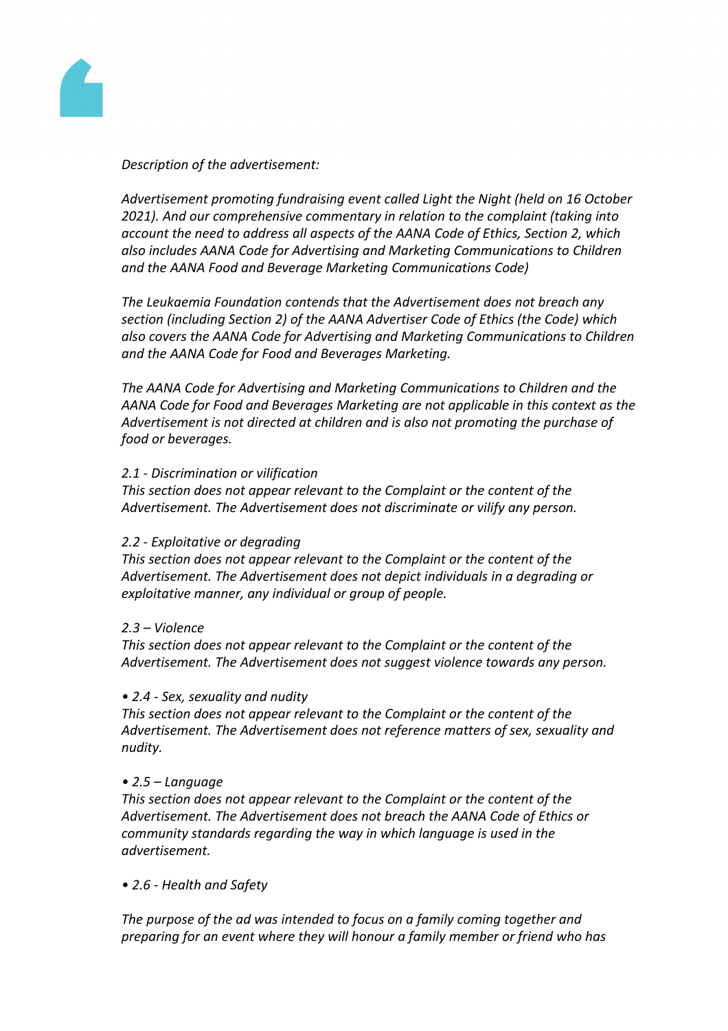*Description of the advertisement:*

*Advertisement promoting fundraising event called Light the Night (held on 16 October 2021). And our comprehensive commentary in relation to the complaint (taking into account the need to address all aspects of the AANA Code of Ethics, Section 2, which also includes AANA Code for Advertising and Marketing Communications to Children and the AANA Food and Beverage Marketing Communications Code)*

*The Leukaemia Foundation contends that the Advertisement does not breach any section (including Section 2) of the AANA Advertiser Code of Ethics (the Code) which also covers the AANA Code for Advertising and Marketing Communications to Children and the AANA Code for Food and Beverages Marketing.*

*The AANA Code for Advertising and Marketing Communications to Children and the AANA Code for Food and Beverages Marketing are not applicable in this context as the Advertisement is not directed at children and is also not promoting the purchase of food or beverages.*

*2.1 - Discrimination or vilification*
*This section does not appear relevant to the Complaint or the content of the Advertisement. The Advertisement does not discriminate or vilify any person.*

*2.2 - Exploitative or degrading*
*This section does not appear relevant to the Complaint or the content of the Advertisement. The Advertisement does not depict individuals in a degrading or exploitative manner, any individual or group of people.*

*2.3 – Violence*
*This section does not appear relevant to the Complaint or the content of the Advertisement. The Advertisement does not suggest violence towards any person.*

*• 2.4 - Sex, sexuality and nudity*
*This section does not appear relevant to the Complaint or the content of the Advertisement. The Advertisement does not reference matters of sex, sexuality and nudity.*

*• 2.5 – Language*
*This section does not appear relevant to the Complaint or the content of the Advertisement. The Advertisement does not breach the AANA Code of Ethics or community standards regarding the way in which language is used in the advertisement.*

*• 2.6 - Health and Safety*

*The purpose of the ad was intended to focus on a family coming together and preparing for an event where they will honour a family member or friend who has*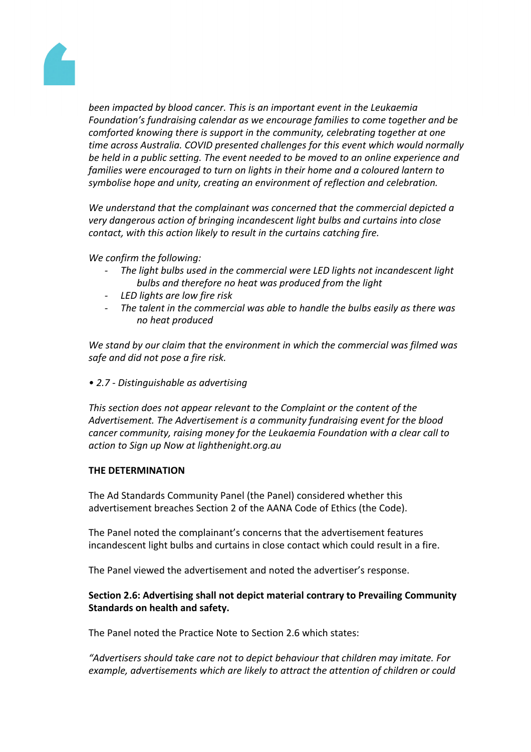*been impacted by blood cancer. This is an important event in the Leukaemia Foundation's fundraising calendar as we encourage families to come together and be comforted knowing there is support in the community, celebrating together at one time across Australia. COVID presented challenges for this event which would normally be held in a public setting. The event needed to be moved to an online experience and families were encouraged to turn on lights in their home and a coloured lantern to symbolise hope and unity, creating an environment of reflection and celebration.*

*We understand that the complainant was concerned that the commercial depicted a very dangerous action of bringing incandescent light bulbs and curtains into close contact, with this action likely to result in the curtains catching fire.*

*We confirm the following:*

- *The light bulbs used in the commercial were LED lights not incandescent light bulbs and therefore no heat was produced from the light*
- *LED lights are low fire risk*
- *The talent in the commercial was able to handle the bulbs easily as there was no heat produced*

*We stand by our claim that the environment in which the commercial was filmed was safe and did not pose a fire risk.*

*• 2.7 - Distinguishable as advertising*

*This section does not appear relevant to the Complaint or the content of the Advertisement. The Advertisement is a community fundraising event for the blood cancer community, raising money for the Leukaemia Foundation with a clear call to action to Sign up Now at lighthenight.org.au*

**THE DETERMINATION**

The Ad Standards Community Panel (the Panel) considered whether this advertisement breaches Section 2 of the AANA Code of Ethics (the Code).

The Panel noted the complainant's concerns that the advertisement features incandescent light bulbs and curtains in close contact which could result in a fire.

The Panel viewed the advertisement and noted the advertiser's response.

**Section 2.6: Advertising shall not depict material contrary to Prevailing Community Standards on health and safety.**

The Panel noted the Practice Note to Section 2.6 which states:

*"Advertisers should take care not to depict behaviour that children may imitate. For example, advertisements which are likely to attract the attention of children or could*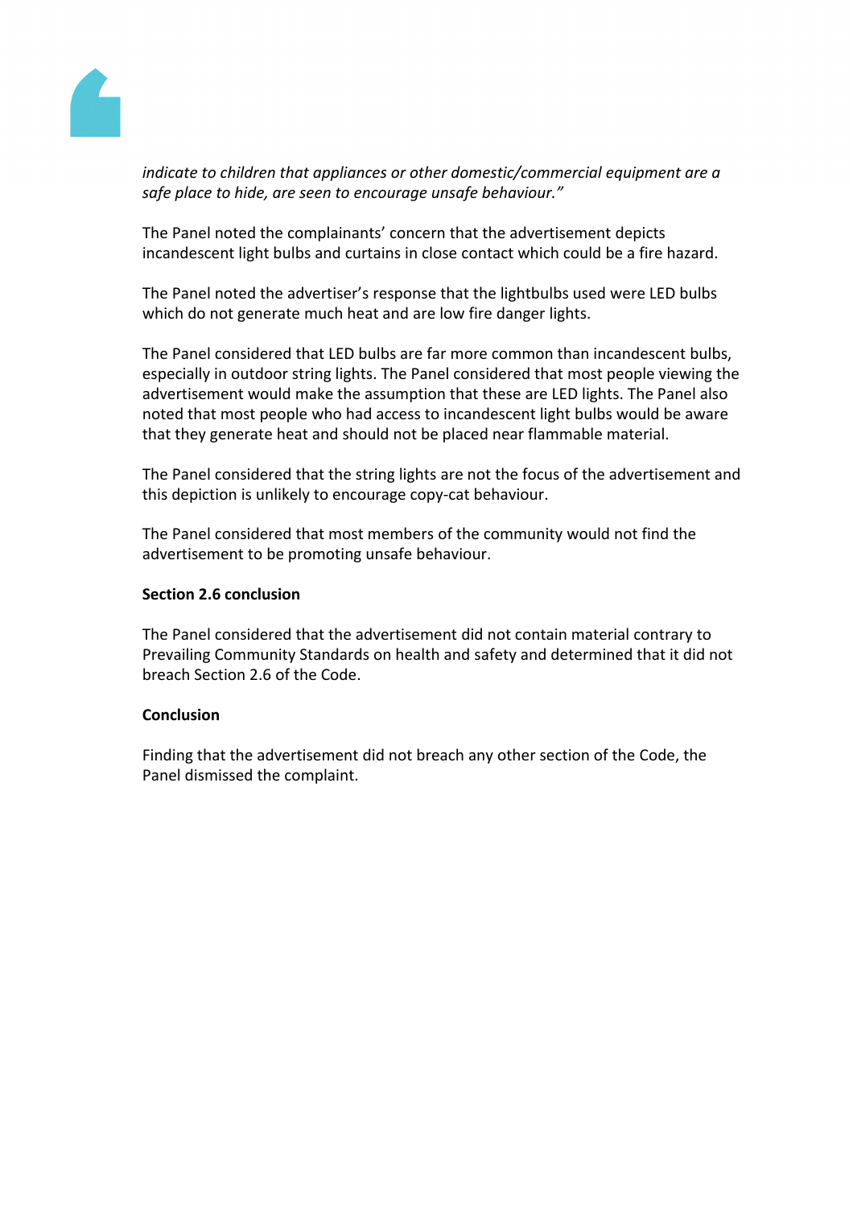*indicate to children that appliances or other domestic/commercial equipment are a safe place to hide, are seen to encourage unsafe behaviour."*

The Panel noted the complainants' concern that the advertisement depicts incandescent light bulbs and curtains in close contact which could be a fire hazard.

The Panel noted the advertiser's response that the lightbulbs used were LED bulbs which do not generate much heat and are low fire danger lights.

The Panel considered that LED bulbs are far more common than incandescent bulbs, especially in outdoor string lights. The Panel considered that most people viewing the advertisement would make the assumption that these are LED lights. The Panel also noted that most people who had access to incandescent light bulbs would be aware that they generate heat and should not be placed near flammable material.

The Panel considered that the string lights are not the focus of the advertisement and this depiction is unlikely to encourage copy-cat behaviour.

The Panel considered that most members of the community would not find the advertisement to be promoting unsafe behaviour.

**Section 2.6 conclusion**

The Panel considered that the advertisement did not contain material contrary to Prevailing Community Standards on health and safety and determined that it did not breach Section 2.6 of the Code.

**Conclusion**

Finding that the advertisement did not breach any other section of the Code, the Panel dismissed the complaint.